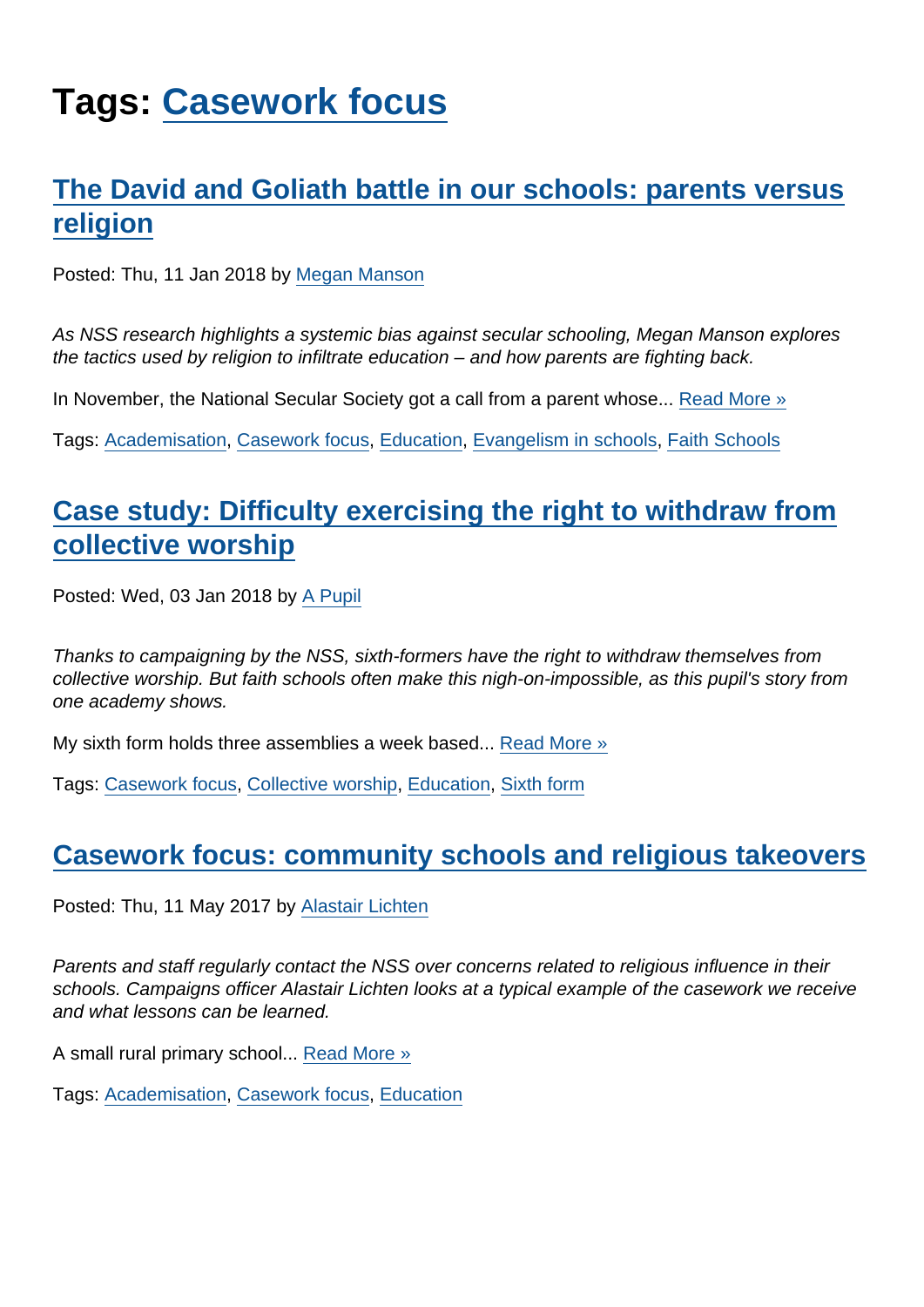# Tags: Casework focus

## The David and Goliath battle in our schools: parents versus religion

Posted: Thu, 11 Jan 2018 by Megan Manson

*As NSS research highlights a systemic bias against secular schooling, Megan Manson explores the tactics used by religion to infiltrate education – and how parents are fighting back.*

In November, the National Secular Society got a call from a parent whose... Read More »

Tags: Academisation, Casework focus, Education, Evangelism in schools, Faith Schools

## Case study: Difficulty exercising the right to withdraw from collective worship

Posted: Wed, 03 Jan 2018 by A Pupil

*Thanks to campaigning by the NSS, sixth-formers have the right to withdraw themselves from collective worship. But faith schools often make this nigh-on-impossible, as this pupil's story from one academy shows.*

My sixth form holds three assemblies a week based... Read More »

Tags: Casework focus, Collective worship, Education, Sixth form

## Casework focus: community schools and religious takeovers

Posted: Thu, 11 May 2017 by Alastair Lichten

*Parents and staff regularly contact the NSS over concerns related to religious influence in their schools. Campaigns officer Alastair Lichten looks at a typical example of the casework we receive and what lessons can be learned.*

A small rural primary school... Read More »

Tags: Academisation, Casework focus, Education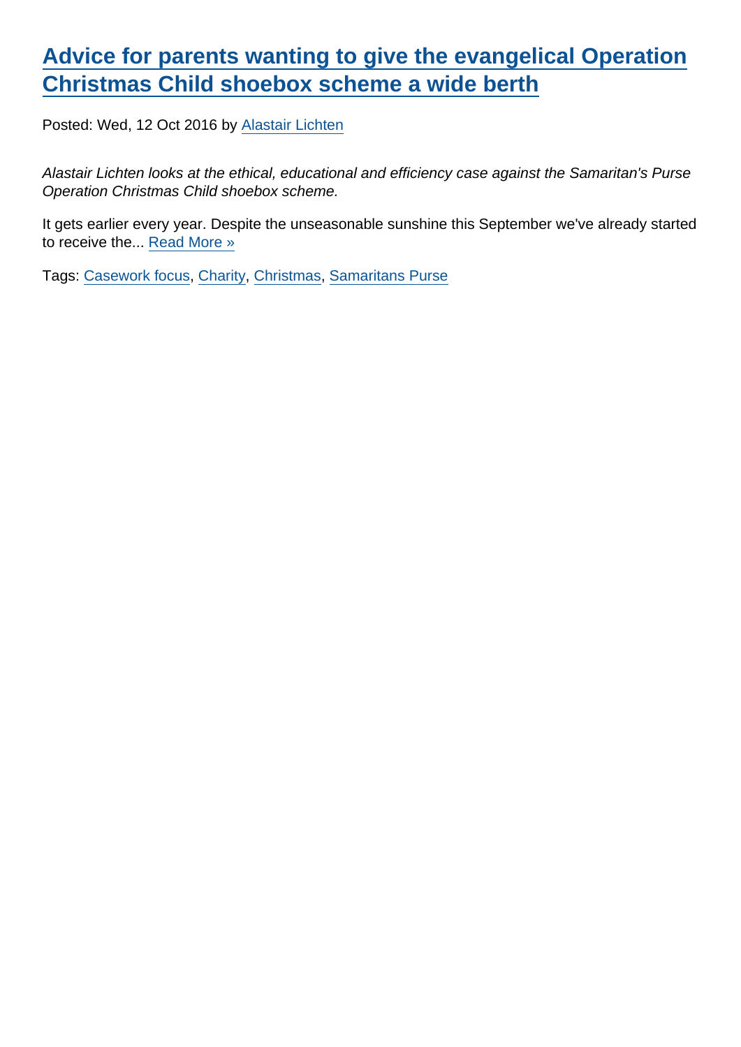## [Advice for parents wanting to give the evangelical Operation Christmas Child shoebox scheme a wide berth]

Posted: Wed, 12 Oct 2016 by [Alastair Lichten]

*Alastair Lichten looks at the ethical, educational and efficiency case against the Samaritan's Purse Operation Christmas Child shoebox scheme.*

It gets earlier every year. Despite the unseasonable sunshine this September we've already started to receive the... [Read More »]

Tags: [Casework focus], [Charity], [Christmas], [Samaritans Purse]